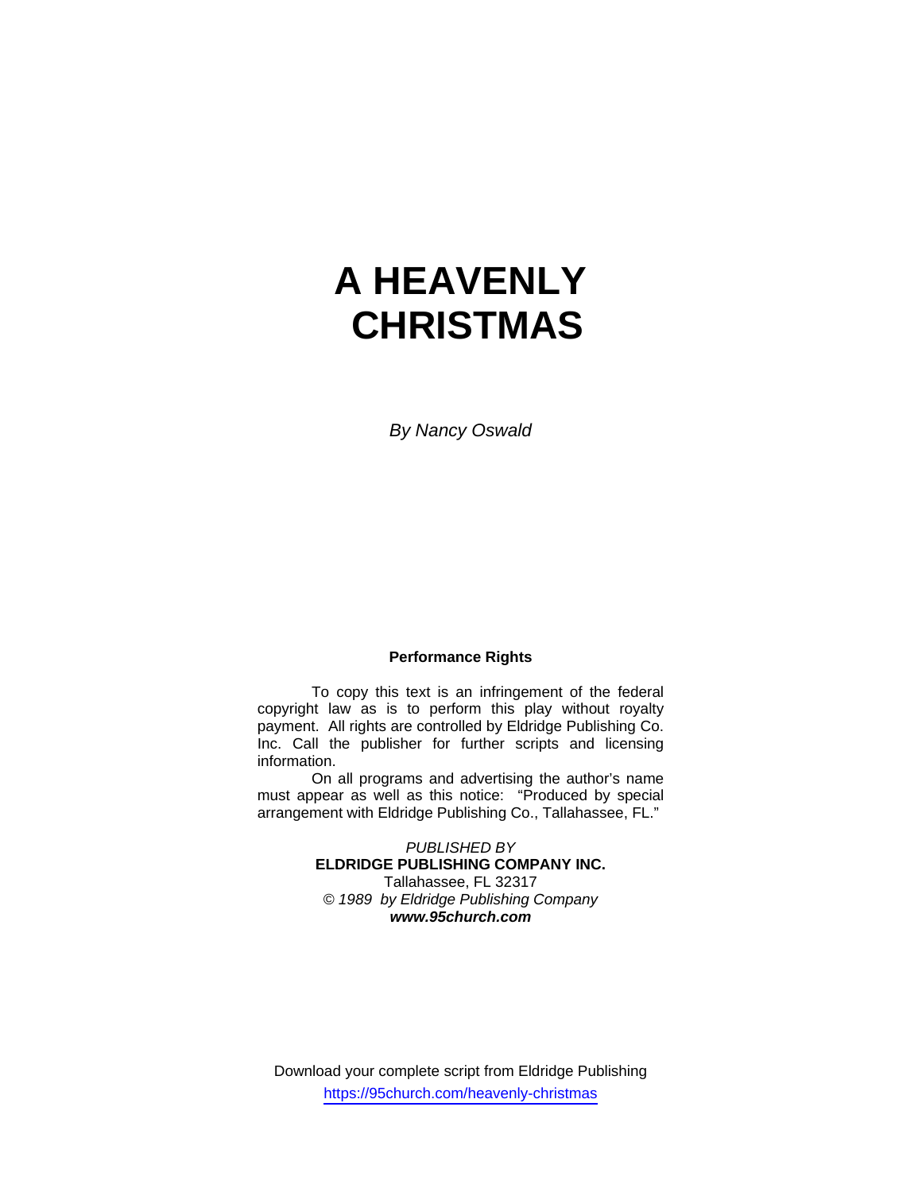# A HEAVENLY CHRISTMAS

*By Nancy Oswald*

**Performance Rights**

To copy this text is an infringement of the federal copyright law as is to perform this play without royalty payment. All rights are controlled by Eldridge Publishing Co. Inc. Call the publisher for further scripts and licensing information.

On all programs and advertising the author's name must appear as well as this notice: "Produced by special arrangement with Eldridge Publishing Co., Tallahassee, FL."

*PUBLISHED BY*
**ELDRIDGE PUBLISHING COMPANY INC.**
Tallahassee, FL 32317
*© 1989 by Eldridge Publishing Company*
***www.95church.com***

Download your complete script from Eldridge Publishing
https://95church.com/heavenly-christmas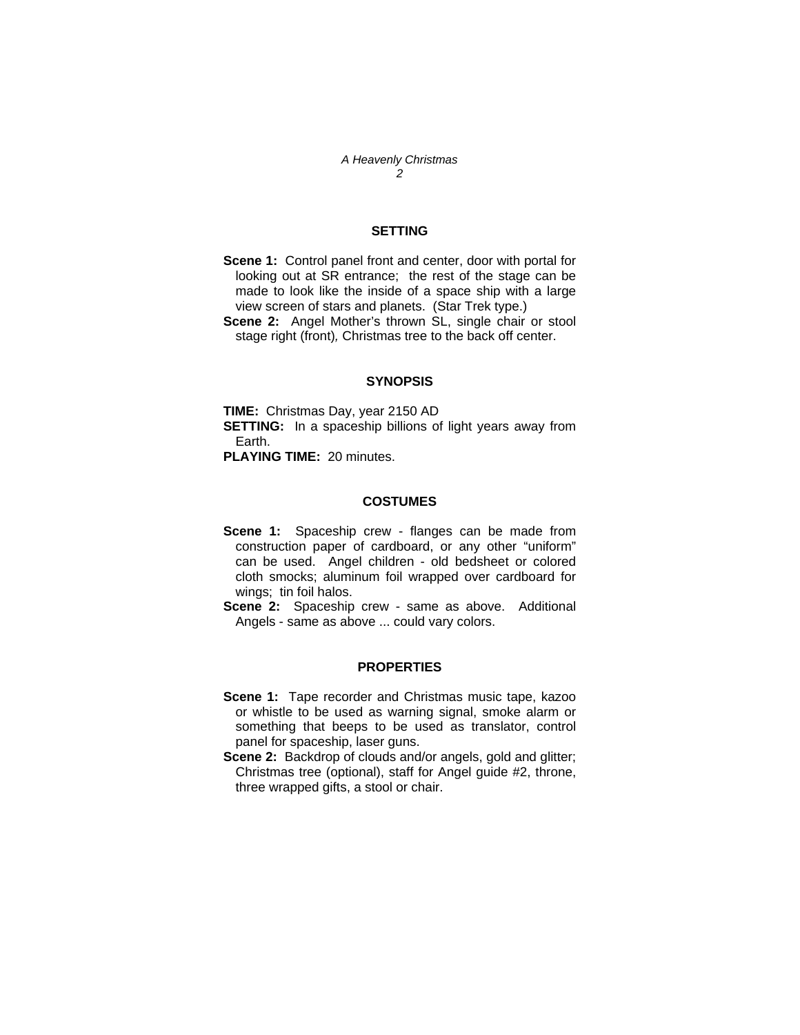## SETTING

**Scene 1:** Control panel front and center, door with portal for looking out at SR entrance; the rest of the stage can be made to look like the inside of a space ship with a large view screen of stars and planets. (Star Trek type.)

**Scene 2:** Angel Mother's thrown SL, single chair or stool stage right (front), Christmas tree to the back off center.

## SYNOPSIS

**TIME:** Christmas Day, year 2150 AD

**SETTING:** In a spaceship billions of light years away from Earth.

**PLAYING TIME:** 20 minutes.

## COSTUMES

**Scene 1:** Spaceship crew - flanges can be made from construction paper of cardboard, or any other "uniform" can be used. Angel children - old bedsheet or colored cloth smocks; aluminum foil wrapped over cardboard for wings; tin foil halos.

**Scene 2:** Spaceship crew - same as above. Additional Angels - same as above ... could vary colors.

## PROPERTIES

**Scene 1:** Tape recorder and Christmas music tape, kazoo or whistle to be used as warning signal, smoke alarm or something that beeps to be used as translator, control panel for spaceship, laser guns.

**Scene 2:** Backdrop of clouds and/or angels, gold and glitter; Christmas tree (optional), staff for Angel guide #2, throne, three wrapped gifts, a stool or chair.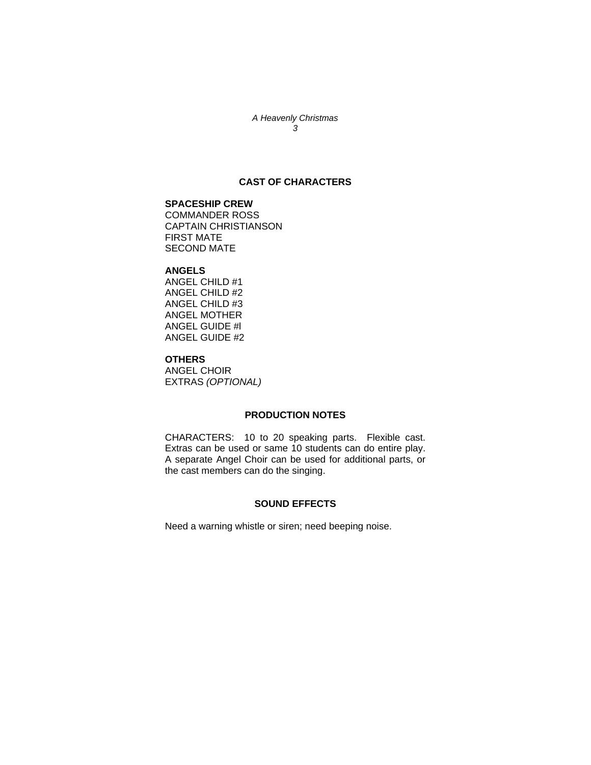## CAST OF CHARACTERS

**SPACESHIP CREW**
COMMANDER ROSS
CAPTAIN CHRISTIANSON
FIRST MATE
SECOND MATE

**ANGELS**
ANGEL CHILD #1
ANGEL CHILD #2
ANGEL CHILD #3
ANGEL MOTHER
ANGEL GUIDE #l
ANGEL GUIDE #2

**OTHERS**
ANGEL CHOIR
EXTRAS *(OPTIONAL)*

## PRODUCTION NOTES

CHARACTERS: 10 to 20 speaking parts. Flexible cast. Extras can be used or same 10 students can do entire play. A separate Angel Choir can be used for additional parts, or the cast members can do the singing.

## SOUND EFFECTS

Need a warning whistle or siren; need beeping noise.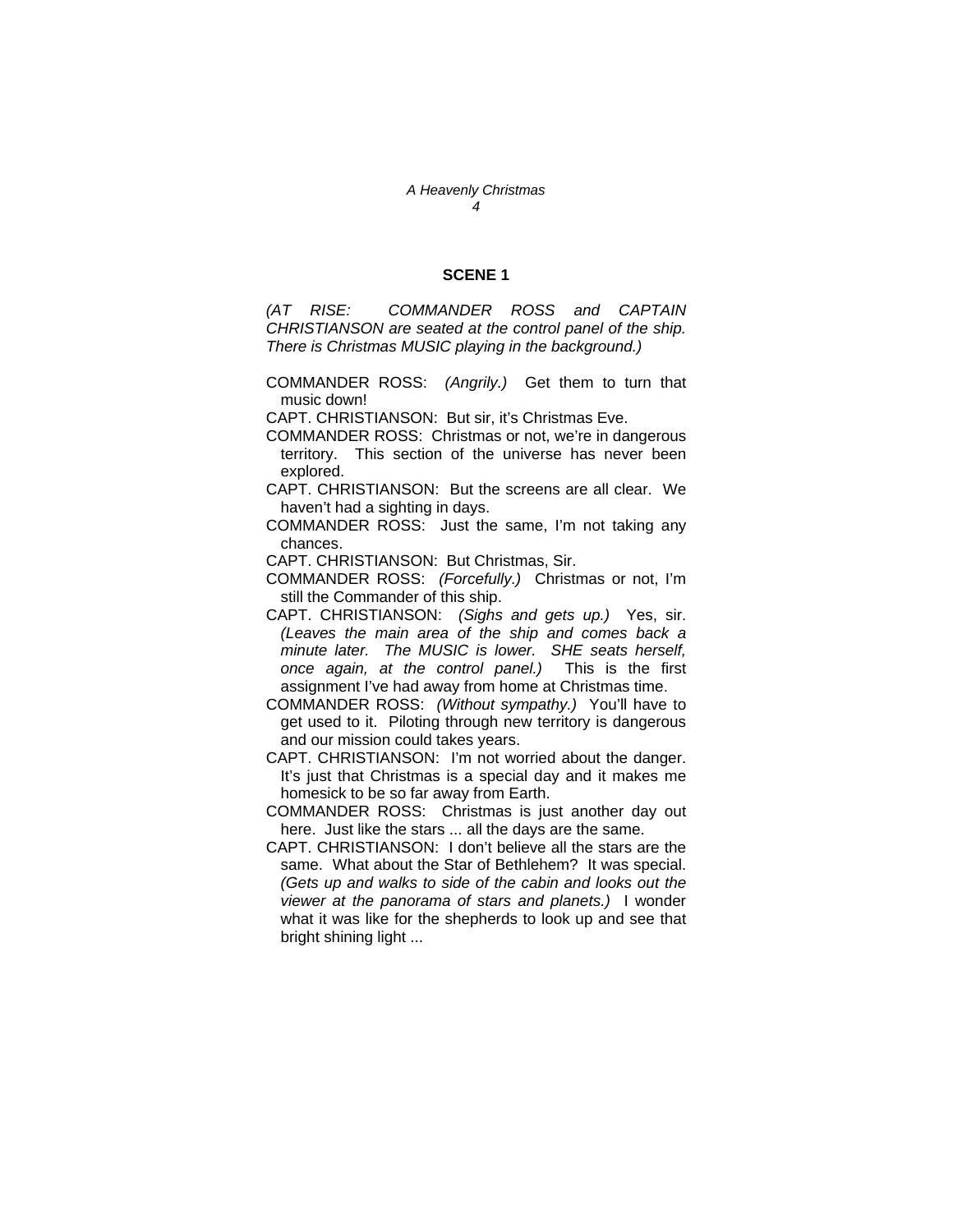## SCENE 1

*(AT RISE: COMMANDER ROSS and CAPTAIN CHRISTIANSON are seated at the control panel of the ship. There is Christmas MUSIC playing in the background.)*

COMMANDER ROSS: *(Angrily.)* Get them to turn that music down!

CAPT. CHRISTIANSON: But sir, it's Christmas Eve.

COMMANDER ROSS: Christmas or not, we're in dangerous territory. This section of the universe has never been explored.

CAPT. CHRISTIANSON: But the screens are all clear. We haven't had a sighting in days.

COMMANDER ROSS: Just the same, I'm not taking any chances.

CAPT. CHRISTIANSON: But Christmas, Sir.

COMMANDER ROSS: *(Forcefully.)* Christmas or not, I'm still the Commander of this ship.

CAPT. CHRISTIANSON: *(Sighs and gets up.)* Yes, sir. *(Leaves the main area of the ship and comes back a minute later. The MUSIC is lower. SHE seats herself, once again, at the control panel.)* This is the first assignment I've had away from home at Christmas time.

COMMANDER ROSS: *(Without sympathy.)* You'll have to get used to it. Piloting through new territory is dangerous and our mission could takes years.

CAPT. CHRISTIANSON: I'm not worried about the danger. It's just that Christmas is a special day and it makes me homesick to be so far away from Earth.

COMMANDER ROSS: Christmas is just another day out here. Just like the stars ... all the days are the same.

CAPT. CHRISTIANSON: I don't believe all the stars are the same. What about the Star of Bethlehem? It was special. *(Gets up and walks to side of the cabin and looks out the viewer at the panorama of stars and planets.)* I wonder what it was like for the shepherds to look up and see that bright shining light ...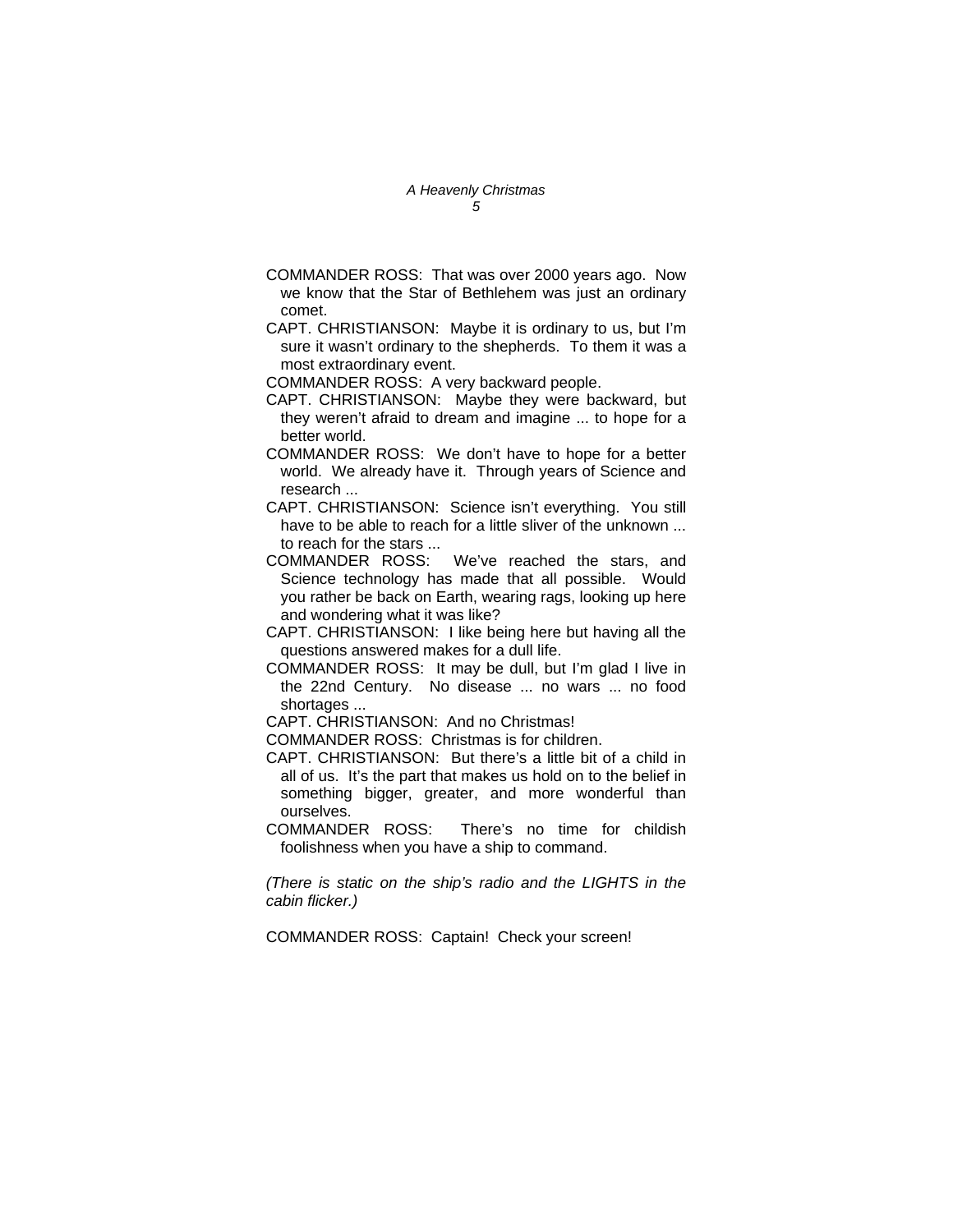COMMANDER ROSS: That was over 2000 years ago. Now we know that the Star of Bethlehem was just an ordinary comet.

CAPT. CHRISTIANSON: Maybe it is ordinary to us, but I'm sure it wasn't ordinary to the shepherds. To them it was a most extraordinary event.

COMMANDER ROSS: A very backward people.

CAPT. CHRISTIANSON: Maybe they were backward, but they weren't afraid to dream and imagine ... to hope for a better world.

COMMANDER ROSS: We don't have to hope for a better world. We already have it. Through years of Science and research ...

CAPT. CHRISTIANSON: Science isn't everything. You still have to be able to reach for a little sliver of the unknown ... to reach for the stars ...

COMMANDER ROSS: We've reached the stars, and Science technology has made that all possible. Would you rather be back on Earth, wearing rags, looking up here and wondering what it was like?

CAPT. CHRISTIANSON: I like being here but having all the questions answered makes for a dull life.

COMMANDER ROSS: It may be dull, but I'm glad I live in the 22nd Century. No disease ... no wars ... no food shortages ...

CAPT. CHRISTIANSON: And no Christmas!

COMMANDER ROSS: Christmas is for children.

CAPT. CHRISTIANSON: But there's a little bit of a child in all of us. It's the part that makes us hold on to the belief in something bigger, greater, and more wonderful than ourselves.

COMMANDER ROSS: There's no time for childish foolishness when you have a ship to command.

*(There is static on the ship's radio and the LIGHTS in the cabin flicker.)*

COMMANDER ROSS: Captain! Check your screen!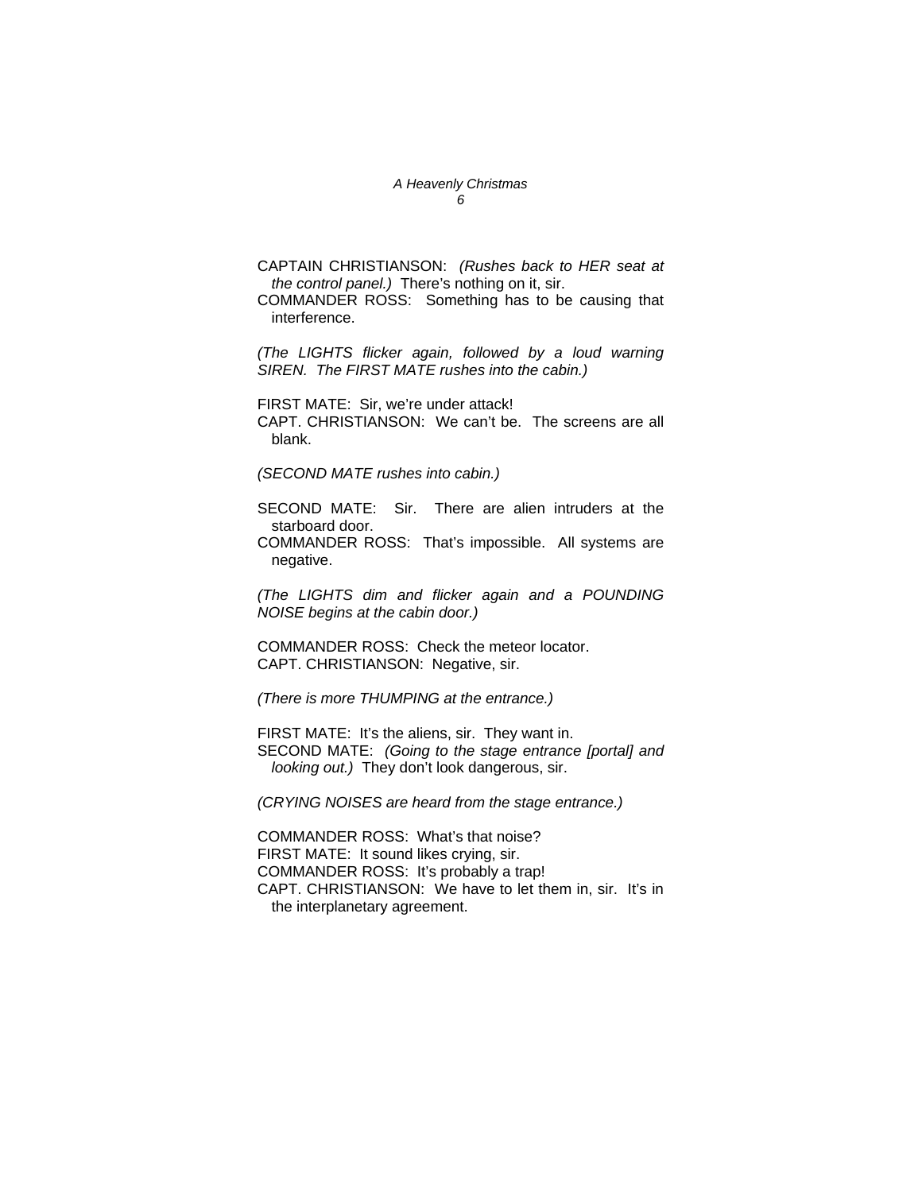CAPTAIN CHRISTIANSON: *(Rushes back to HER seat at the control panel.)* There's nothing on it, sir.

COMMANDER ROSS: Something has to be causing that interference.

*(The LIGHTS flicker again, followed by a loud warning SIREN. The FIRST MATE rushes into the cabin.)*

FIRST MATE: Sir, we're under attack!

CAPT. CHRISTIANSON: We can't be. The screens are all blank.

*(SECOND MATE rushes into cabin.)*

SECOND MATE: Sir. There are alien intruders at the starboard door.

COMMANDER ROSS: That's impossible. All systems are negative.

*(The LIGHTS dim and flicker again and a POUNDING NOISE begins at the cabin door.)*

COMMANDER ROSS: Check the meteor locator.

CAPT. CHRISTIANSON: Negative, sir.

*(There is more THUMPING at the entrance.)*

FIRST MATE: It's the aliens, sir. They want in.

SECOND MATE: *(Going to the stage entrance [portal] and looking out.)* They don't look dangerous, sir.

*(CRYING NOISES are heard from the stage entrance.)*

COMMANDER ROSS: What's that noise?

FIRST MATE: It sound likes crying, sir.

COMMANDER ROSS: It's probably a trap!

CAPT. CHRISTIANSON: We have to let them in, sir. It's in the interplanetary agreement.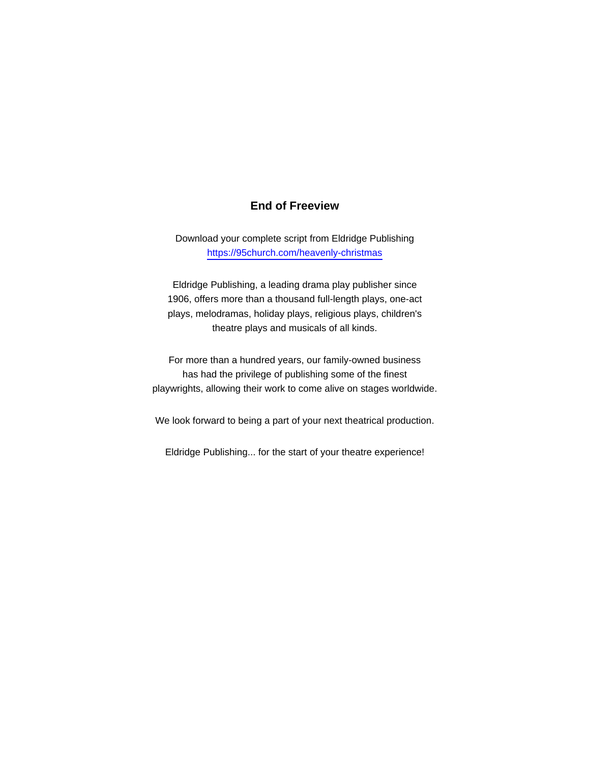## End of Freeview

Download your complete script from Eldridge Publishing
https://95church.com/heavenly-christmas

Eldridge Publishing, a leading drama play publisher since 1906, offers more than a thousand full-length plays, one-act plays, melodramas, holiday plays, religious plays, children's theatre plays and musicals of all kinds.

For more than a hundred years, our family-owned business has had the privilege of publishing some of the finest playwrights, allowing their work to come alive on stages worldwide.

We look forward to being a part of your next theatrical production.

Eldridge Publishing... for the start of your theatre experience!